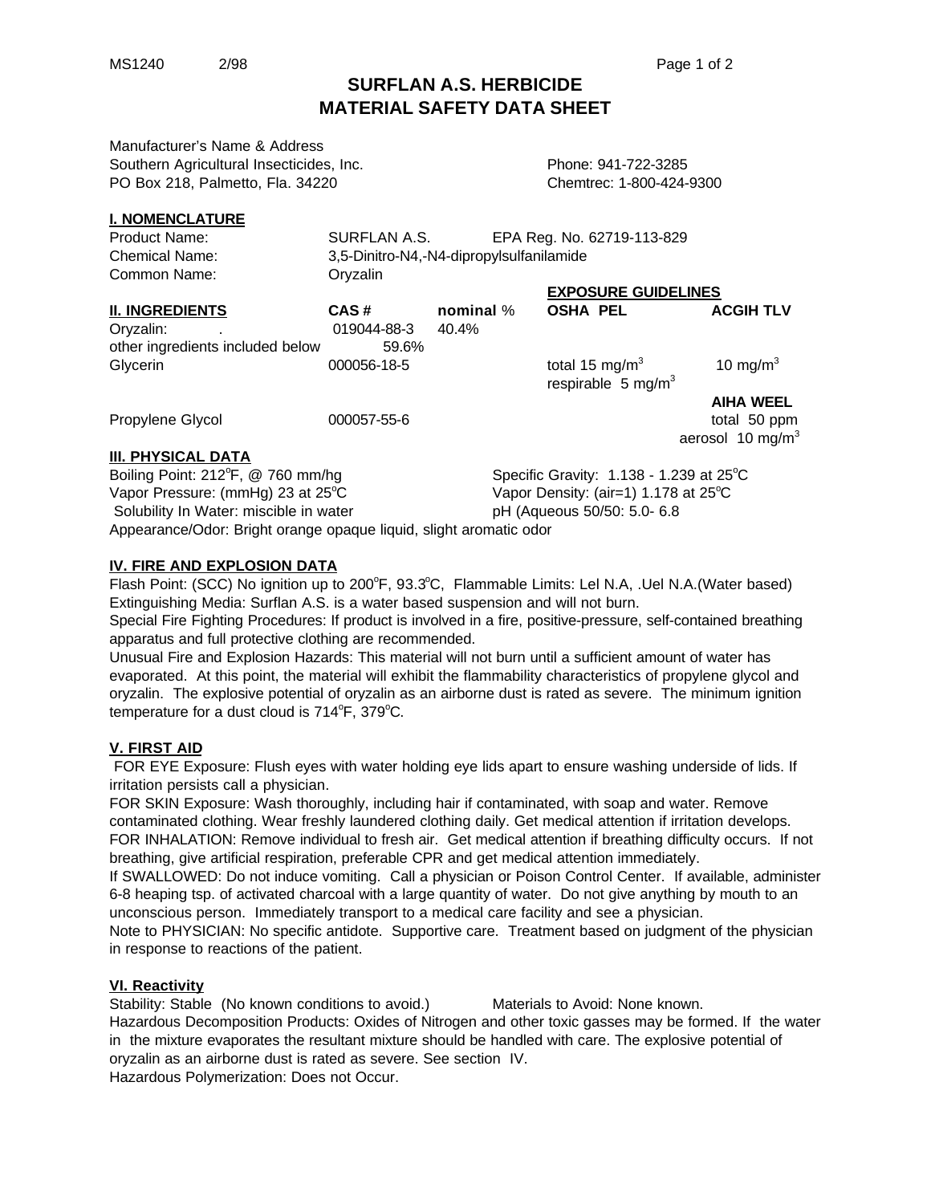# SURFLAN A.S. HERBICIDE
# MATERIAL SAFETY DATA SHEET

Manufacturer's Name & Address
Southern Agricultural Insecticides, Inc.
PO Box 218, Palmetto, Fla. 34220

Phone: 941-722-3285
Chemtrec: 1-800-424-9300

## I. NOMENCLATURE

| | | |
|---|---|---|
| Product Name: | SURFLAN A.S. | EPA Reg. No. 62719-113-829 |
| Chemical Name: | 3,5-Dinitro-N4,-N4-dipropylsulfanilamide | |
| Common Name: | Oryzalin | |

## II. INGREDIENTS

| II. INGREDIENTS | CAS # | nominal % | OSHA PEL (EXPOSURE GUIDELINES) | ACGIH TLV |
|---|---|---|---|---|
| Oryzalin: . | 019044-88-3 | 40.4% | | |
| other ingredients included below | 59.6% | | | |
| Glycerin | 000056-18-5 | | total 15 $mg/m^3$<br>respirable 5 $mg/m^3$ | 10 $mg/m^3$ |
| | | | | **AIHA WEEL** |
| Propylene Glycol | 000057-55-6 | | | total 50 ppm<br>aerosol 10 $mg/m^3$ |

## III. PHYSICAL DATA

Boiling Point: 212°F, @ 760 mm/hg
Specific Gravity: 1.138 - 1.239 at 25°C
Vapor Pressure: (mmHg) 23 at 25°C
Vapor Density: (air=1) 1.178 at 25°C
Solubility In Water: miscible in water
pH (Aqueous 50/50: 5.0- 6.8
Appearance/Odor: Bright orange opaque liquid, slight aromatic odor

## IV. FIRE AND EXPLOSION DATA

Flash Point: (SCC) No ignition up to 200°F, 93.3°C, Flammable Limits: Lel N.A, .Uel N.A.(Water based)
Extinguishing Media: Surflan A.S. is a water based suspension and will not burn.
Special Fire Fighting Procedures: If product is involved in a fire, positive-pressure, self-contained breathing apparatus and full protective clothing are recommended.
Unusual Fire and Explosion Hazards: This material will not burn until a sufficient amount of water has evaporated. At this point, the material will exhibit the flammability characteristics of propylene glycol and oryzalin. The explosive potential of oryzalin as an airborne dust is rated as severe. The minimum ignition temperature for a dust cloud is 714°F, 379°C.

## V. FIRST AID

FOR EYE Exposure: Flush eyes with water holding eye lids apart to ensure washing underside of lids. If irritation persists call a physician.
FOR SKIN Exposure: Wash thoroughly, including hair if contaminated, with soap and water. Remove contaminated clothing. Wear freshly laundered clothing daily. Get medical attention if irritation develops.
FOR INHALATION: Remove individual to fresh air. Get medical attention if breathing difficulty occurs. If not breathing, give artificial respiration, preferable CPR and get medical attention immediately.
If SWALLOWED: Do not induce vomiting. Call a physician or Poison Control Center. If available, administer 6-8 heaping tsp. of activated charcoal with a large quantity of water. Do not give anything by mouth to an unconscious person. Immediately transport to a medical care facility and see a physician.
Note to PHYSICIAN: No specific antidote. Supportive care. Treatment based on judgment of the physician in response to reactions of the patient.

## VI. Reactivity

Stability: Stable (No known conditions to avoid.)
Materials to Avoid: None known.
Hazardous Decomposition Products: Oxides of Nitrogen and other toxic gasses may be formed. If the water in the mixture evaporates the resultant mixture should be handled with care. The explosive potential of oryzalin as an airborne dust is rated as severe. See section IV.
Hazardous Polymerization: Does not Occur.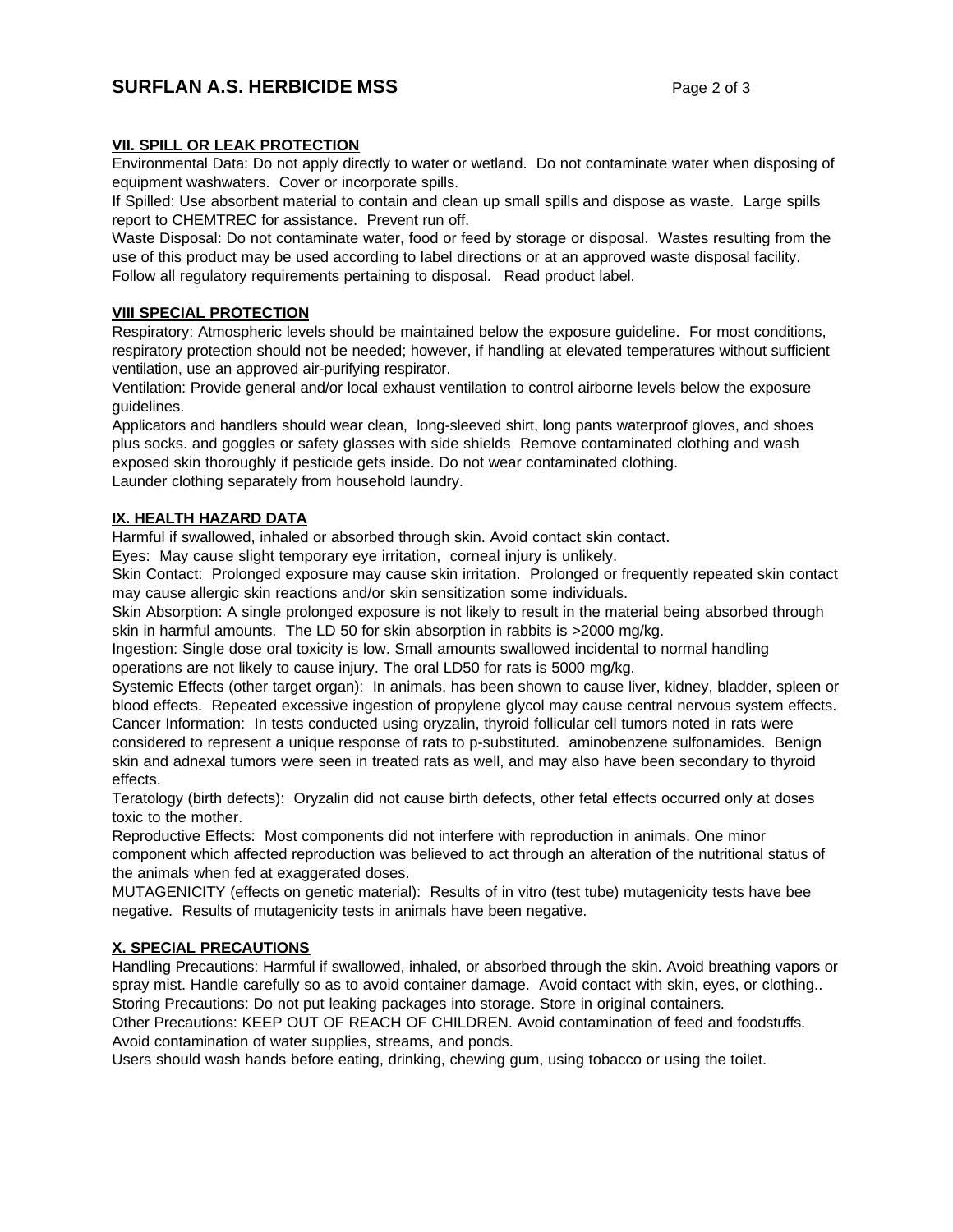### VII. SPILL OR LEAK PROTECTION

Environmental Data: Do not apply directly to water or wetland. Do not contaminate water when disposing of equipment washwaters. Cover or incorporate spills.
If Spilled: Use absorbent material to contain and clean up small spills and dispose as waste. Large spills report to CHEMTREC for assistance. Prevent run off.
Waste Disposal: Do not contaminate water, food or feed by storage or disposal. Wastes resulting from the use of this product may be used according to label directions or at an approved waste disposal facility. Follow all regulatory requirements pertaining to disposal. Read product label.

### VIII SPECIAL PROTECTION

Respiratory: Atmospheric levels should be maintained below the exposure guideline. For most conditions, respiratory protection should not be needed; however, if handling at elevated temperatures without sufficient ventilation, use an approved air-purifying respirator.
Ventilation: Provide general and/or local exhaust ventilation to control airborne levels below the exposure guidelines.
Applicators and handlers should wear clean, long-sleeved shirt, long pants waterproof gloves, and shoes plus socks. and goggles or safety glasses with side shields Remove contaminated clothing and wash exposed skin thoroughly if pesticide gets inside. Do not wear contaminated clothing.
Launder clothing separately from household laundry.

### IX. HEALTH HAZARD DATA

Harmful if swallowed, inhaled or absorbed through skin. Avoid contact skin contact.
Eyes: May cause slight temporary eye irritation, corneal injury is unlikely.
Skin Contact: Prolonged exposure may cause skin irritation. Prolonged or frequently repeated skin contact may cause allergic skin reactions and/or skin sensitization some individuals.
Skin Absorption: A single prolonged exposure is not likely to result in the material being absorbed through skin in harmful amounts. The LD 50 for skin absorption in rabbits is >2000 mg/kg.
Ingestion: Single dose oral toxicity is low. Small amounts swallowed incidental to normal handling operations are not likely to cause injury. The oral LD50 for rats is 5000 mg/kg.
Systemic Effects (other target organ): In animals, has been shown to cause liver, kidney, bladder, spleen or blood effects. Repeated excessive ingestion of propylene glycol may cause central nervous system effects.
Cancer Information: In tests conducted using oryzalin, thyroid follicular cell tumors noted in rats were considered to represent a unique response of rats to p-substituted. aminobenzene sulfonamides. Benign skin and adnexal tumors were seen in treated rats as well, and may also have been secondary to thyroid effects.
Teratology (birth defects): Oryzalin did not cause birth defects, other fetal effects occurred only at doses toxic to the mother.
Reproductive Effects: Most components did not interfere with reproduction in animals. One minor component which affected reproduction was believed to act through an alteration of the nutritional status of the animals when fed at exaggerated doses.
MUTAGENICITY (effects on genetic material): Results of in vitro (test tube) mutagenicity tests have bee negative. Results of mutagenicity tests in animals have been negative.

### X. SPECIAL PRECAUTIONS

Handling Precautions: Harmful if swallowed, inhaled, or absorbed through the skin. Avoid breathing vapors or spray mist. Handle carefully so as to avoid container damage. Avoid contact with skin, eyes, or clothing..
Storing Precautions: Do not put leaking packages into storage. Store in original containers.
Other Precautions: KEEP OUT OF REACH OF CHILDREN. Avoid contamination of feed and foodstuffs. Avoid contamination of water supplies, streams, and ponds.
Users should wash hands before eating, drinking, chewing gum, using tobacco or using the toilet.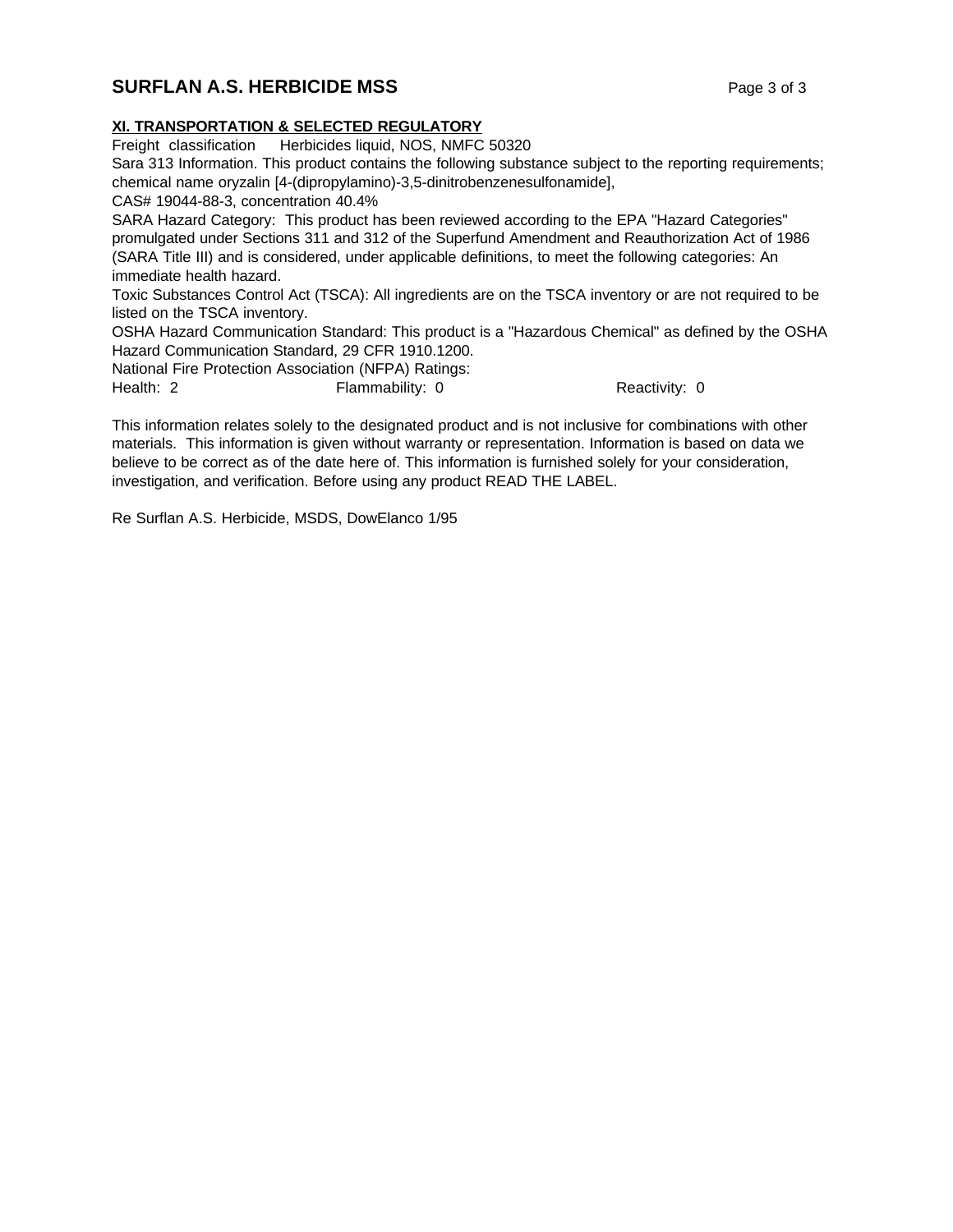**XI. TRANSPORTATION & SELECTED REGULATORY**

Freight classification Herbicides liquid, NOS, NMFC 50320

Sara 313 Information. This product contains the following substance subject to the reporting requirements; chemical name oryzalin [4-(dipropylamino)-3,5-dinitrobenzenesulfonamide],

CAS# 19044-88-3, concentration 40.4%

SARA Hazard Category: This product has been reviewed according to the EPA "Hazard Categories" promulgated under Sections 311 and 312 of the Superfund Amendment and Reauthorization Act of 1986 (SARA Title III) and is considered, under applicable definitions, to meet the following categories: An immediate health hazard.

Toxic Substances Control Act (TSCA): All ingredients are on the TSCA inventory or are not required to be listed on the TSCA inventory.

OSHA Hazard Communication Standard: This product is a "Hazardous Chemical" as defined by the OSHA Hazard Communication Standard, 29 CFR 1910.1200.

National Fire Protection Association (NFPA) Ratings:

Health: 2 Flammability: 0 Reactivity: 0

This information relates solely to the designated product and is not inclusive for combinations with other materials. This information is given without warranty or representation. Information is based on data we believe to be correct as of the date here of. This information is furnished solely for your consideration, investigation, and verification. Before using any product READ THE LABEL.

Re Surflan A.S. Herbicide, MSDS, DowElanco 1/95